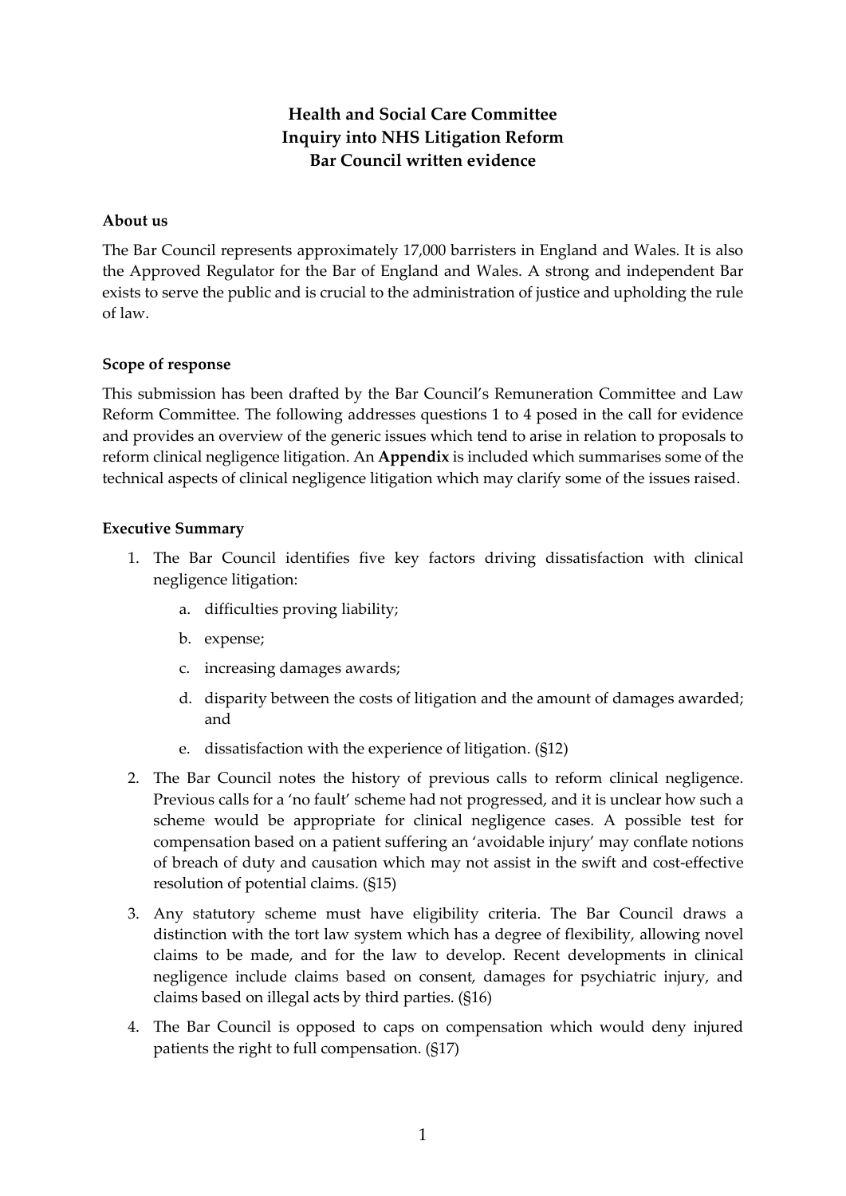# Health and Social Care Committee
# Inquiry into NHS Litigation Reform
# Bar Council written evidence

## About us

The Bar Council represents approximately 17,000 barristers in England and Wales. It is also the Approved Regulator for the Bar of England and Wales. A strong and independent Bar exists to serve the public and is crucial to the administration of justice and upholding the rule of law.

## Scope of response

This submission has been drafted by the Bar Council's Remuneration Committee and Law Reform Committee. The following addresses questions 1 to 4 posed in the call for evidence and provides an overview of the generic issues which tend to arise in relation to proposals to reform clinical negligence litigation. An **Appendix** is included which summarises some of the technical aspects of clinical negligence litigation which may clarify some of the issues raised.

## Executive Summary

1. The Bar Council identifies five key factors driving dissatisfaction with clinical negligence litigation:
   a. difficulties proving liability;
   b. expense;
   c. increasing damages awards;
   d. disparity between the costs of litigation and the amount of damages awarded; and
   e. dissatisfaction with the experience of litigation. (§12)
2. The Bar Council notes the history of previous calls to reform clinical negligence. Previous calls for a 'no fault' scheme had not progressed, and it is unclear how such a scheme would be appropriate for clinical negligence cases. A possible test for compensation based on a patient suffering an 'avoidable injury' may conflate notions of breach of duty and causation which may not assist in the swift and cost-effective resolution of potential claims. (§15)
3. Any statutory scheme must have eligibility criteria. The Bar Council draws a distinction with the tort law system which has a degree of flexibility, allowing novel claims to be made, and for the law to develop. Recent developments in clinical negligence include claims based on consent, damages for psychiatric injury, and claims based on illegal acts by third parties. (§16)
4. The Bar Council is opposed to caps on compensation which would deny injured patients the right to full compensation. (§17)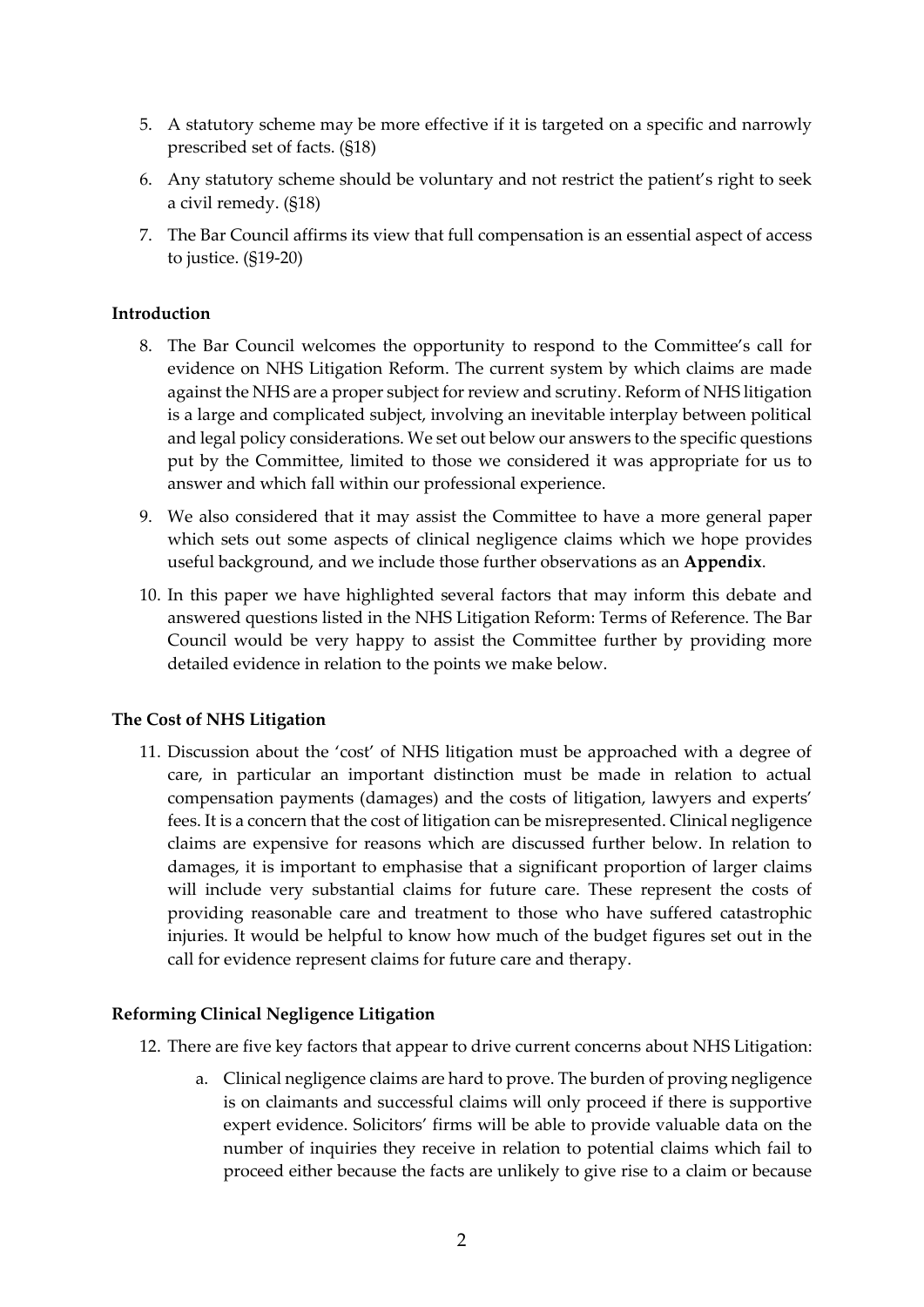5. A statutory scheme may be more effective if it is targeted on a specific and narrowly prescribed set of facts. (§18)

6. Any statutory scheme should be voluntary and not restrict the patient's right to seek a civil remedy. (§18)

7. The Bar Council affirms its view that full compensation is an essential aspect of access to justice. (§19-20)

**Introduction**

8. The Bar Council welcomes the opportunity to respond to the Committee's call for evidence on NHS Litigation Reform. The current system by which claims are made against the NHS are a proper subject for review and scrutiny. Reform of NHS litigation is a large and complicated subject, involving an inevitable interplay between political and legal policy considerations. We set out below our answers to the specific questions put by the Committee, limited to those we considered it was appropriate for us to answer and which fall within our professional experience.

9. We also considered that it may assist the Committee to have a more general paper which sets out some aspects of clinical negligence claims which we hope provides useful background, and we include those further observations as an **Appendix**.

10. In this paper we have highlighted several factors that may inform this debate and answered questions listed in the NHS Litigation Reform: Terms of Reference. The Bar Council would be very happy to assist the Committee further by providing more detailed evidence in relation to the points we make below.

**The Cost of NHS Litigation**

11. Discussion about the 'cost' of NHS litigation must be approached with a degree of care, in particular an important distinction must be made in relation to actual compensation payments (damages) and the costs of litigation, lawyers and experts' fees. It is a concern that the cost of litigation can be misrepresented. Clinical negligence claims are expensive for reasons which are discussed further below. In relation to damages, it is important to emphasise that a significant proportion of larger claims will include very substantial claims for future care. These represent the costs of providing reasonable care and treatment to those who have suffered catastrophic injuries. It would be helpful to know how much of the budget figures set out in the call for evidence represent claims for future care and therapy.

**Reforming Clinical Negligence Litigation**

12. There are five key factors that appear to drive current concerns about NHS Litigation:

    a. Clinical negligence claims are hard to prove. The burden of proving negligence is on claimants and successful claims will only proceed if there is supportive expert evidence. Solicitors' firms will be able to provide valuable data on the number of inquiries they receive in relation to potential claims which fail to proceed either because the facts are unlikely to give rise to a claim or because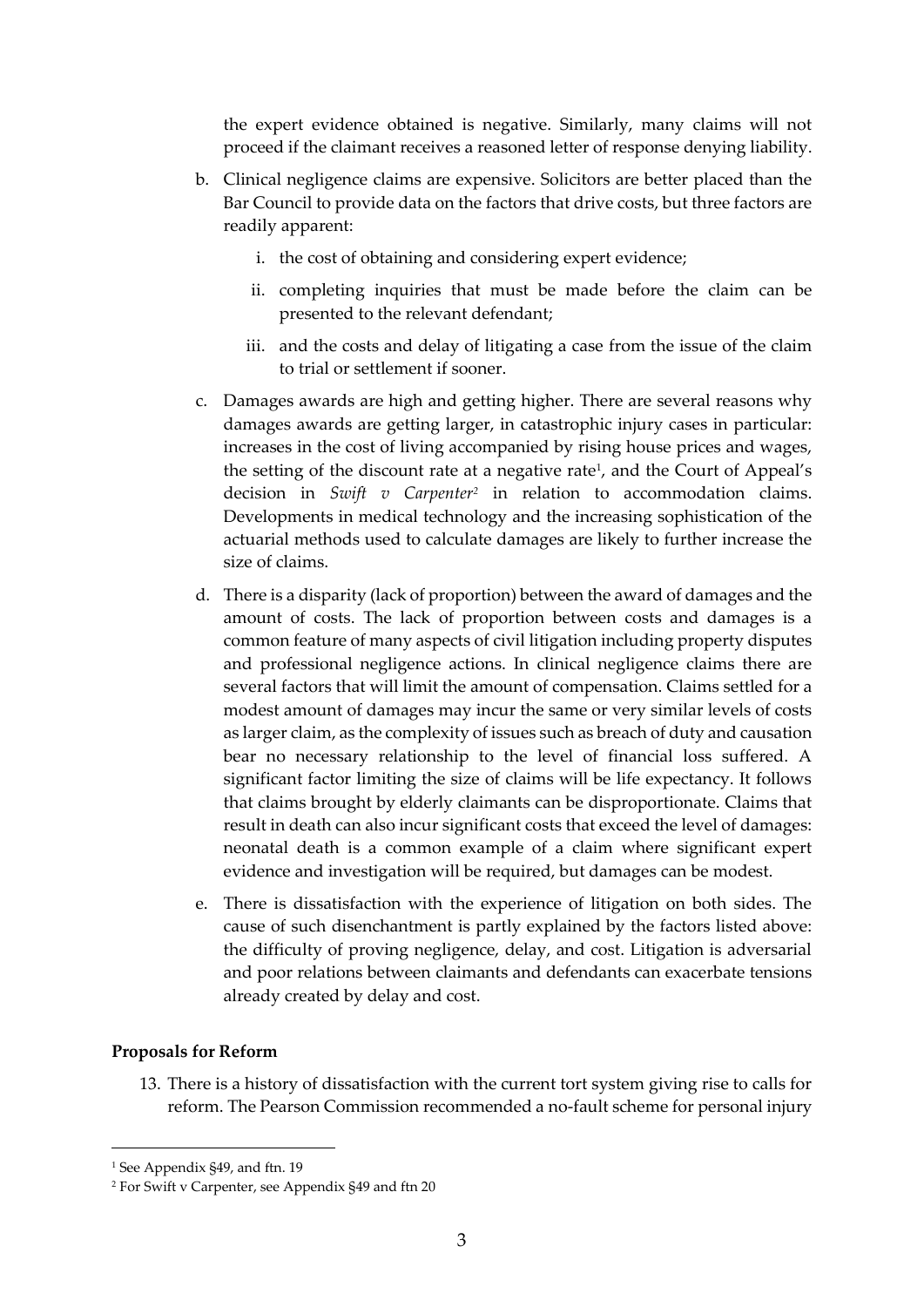the expert evidence obtained is negative. Similarly, many claims will not proceed if the claimant receives a reasoned letter of response denying liability.

b. Clinical negligence claims are expensive. Solicitors are better placed than the Bar Council to provide data on the factors that drive costs, but three factors are readily apparent:

    i. the cost of obtaining and considering expert evidence;

    ii. completing inquiries that must be made before the claim can be presented to the relevant defendant;

    iii. and the costs and delay of litigating a case from the issue of the claim to trial or settlement if sooner.

c. Damages awards are high and getting higher. There are several reasons why damages awards are getting larger, in catastrophic injury cases in particular: increases in the cost of living accompanied by rising house prices and wages, the setting of the discount rate at a negative rate[1], and the Court of Appeal's decision in *Swift v Carpenter*[2] in relation to accommodation claims. Developments in medical technology and the increasing sophistication of the actuarial methods used to calculate damages are likely to further increase the size of claims.

d. There is a disparity (lack of proportion) between the award of damages and the amount of costs. The lack of proportion between costs and damages is a common feature of many aspects of civil litigation including property disputes and professional negligence actions. In clinical negligence claims there are several factors that will limit the amount of compensation. Claims settled for a modest amount of damages may incur the same or very similar levels of costs as larger claim, as the complexity of issues such as breach of duty and causation bear no necessary relationship to the level of financial loss suffered. A significant factor limiting the size of claims will be life expectancy. It follows that claims brought by elderly claimants can be disproportionate. Claims that result in death can also incur significant costs that exceed the level of damages: neonatal death is a common example of a claim where significant expert evidence and investigation will be required, but damages can be modest.

e. There is dissatisfaction with the experience of litigation on both sides. The cause of such disenchantment is partly explained by the factors listed above: the difficulty of proving negligence, delay, and cost. Litigation is adversarial and poor relations between claimants and defendants can exacerbate tensions already created by delay and cost.

**Proposals for Reform**

13. There is a history of dissatisfaction with the current tort system giving rise to calls for reform. The Pearson Commission recommended a no-fault scheme for personal injury

---

[1] See Appendix §49, and ftn. 19

[2] For Swift v Carpenter, see Appendix §49 and ftn 20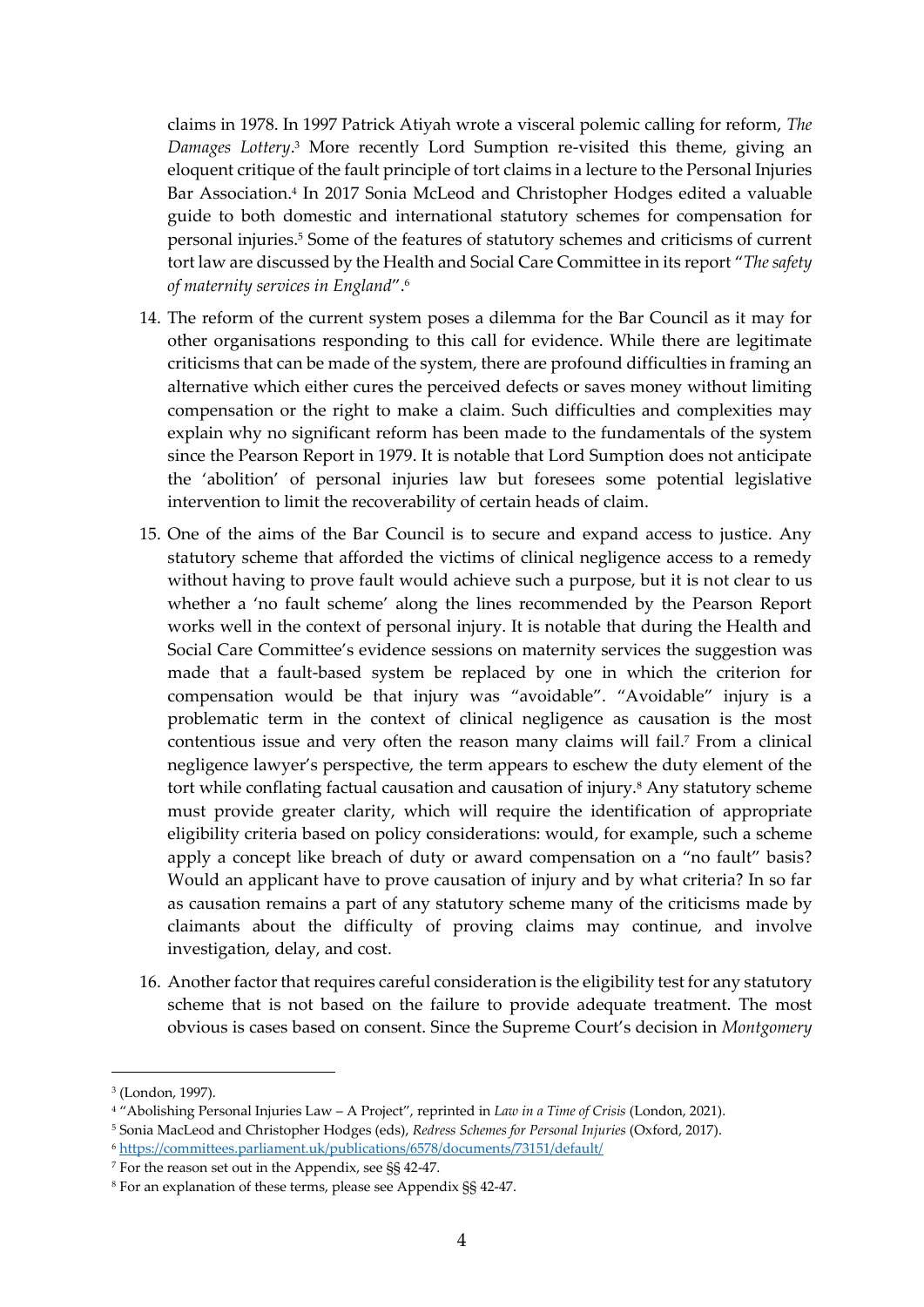claims in 1978. In 1997 Patrick Atiyah wrote a visceral polemic calling for reform, *The Damages Lottery*.[3] More recently Lord Sumption re-visited this theme, giving an eloquent critique of the fault principle of tort claims in a lecture to the Personal Injuries Bar Association.[4] In 2017 Sonia McLeod and Christopher Hodges edited a valuable guide to both domestic and international statutory schemes for compensation for personal injuries.[5] Some of the features of statutory schemes and criticisms of current tort law are discussed by the Health and Social Care Committee in its report "*The safety of maternity services in England*".[6]

14. The reform of the current system poses a dilemma for the Bar Council as it may for other organisations responding to this call for evidence. While there are legitimate criticisms that can be made of the system, there are profound difficulties in framing an alternative which either cures the perceived defects or saves money without limiting compensation or the right to make a claim. Such difficulties and complexities may explain why no significant reform has been made to the fundamentals of the system since the Pearson Report in 1979. It is notable that Lord Sumption does not anticipate the 'abolition' of personal injuries law but foresees some potential legislative intervention to limit the recoverability of certain heads of claim.

15. One of the aims of the Bar Council is to secure and expand access to justice. Any statutory scheme that afforded the victims of clinical negligence access to a remedy without having to prove fault would achieve such a purpose, but it is not clear to us whether a 'no fault scheme' along the lines recommended by the Pearson Report works well in the context of personal injury. It is notable that during the Health and Social Care Committee's evidence sessions on maternity services the suggestion was made that a fault-based system be replaced by one in which the criterion for compensation would be that injury was "avoidable". "Avoidable" injury is a problematic term in the context of clinical negligence as causation is the most contentious issue and very often the reason many claims will fail.[7] From a clinical negligence lawyer's perspective, the term appears to eschew the duty element of the tort while conflating factual causation and causation of injury.[8] Any statutory scheme must provide greater clarity, which will require the identification of appropriate eligibility criteria based on policy considerations: would, for example, such a scheme apply a concept like breach of duty or award compensation on a "no fault" basis? Would an applicant have to prove causation of injury and by what criteria? In so far as causation remains a part of any statutory scheme many of the criticisms made by claimants about the difficulty of proving claims may continue, and involve investigation, delay, and cost.

16. Another factor that requires careful consideration is the eligibility test for any statutory scheme that is not based on the failure to provide adequate treatment. The most obvious is cases based on consent. Since the Supreme Court's decision in *Montgomery*

---

[3] (London, 1997).

[4] "Abolishing Personal Injuries Law – A Project", reprinted in *Law in a Time of Crisis* (London, 2021).

[5] Sonia MacLeod and Christopher Hodges (eds), *Redress Schemes for Personal Injuries* (Oxford, 2017).

[6] https://committees.parliament.uk/publications/6578/documents/73151/default/

[7] For the reason set out in the Appendix, see §§ 42-47.

[8] For an explanation of these terms, please see Appendix §§ 42-47.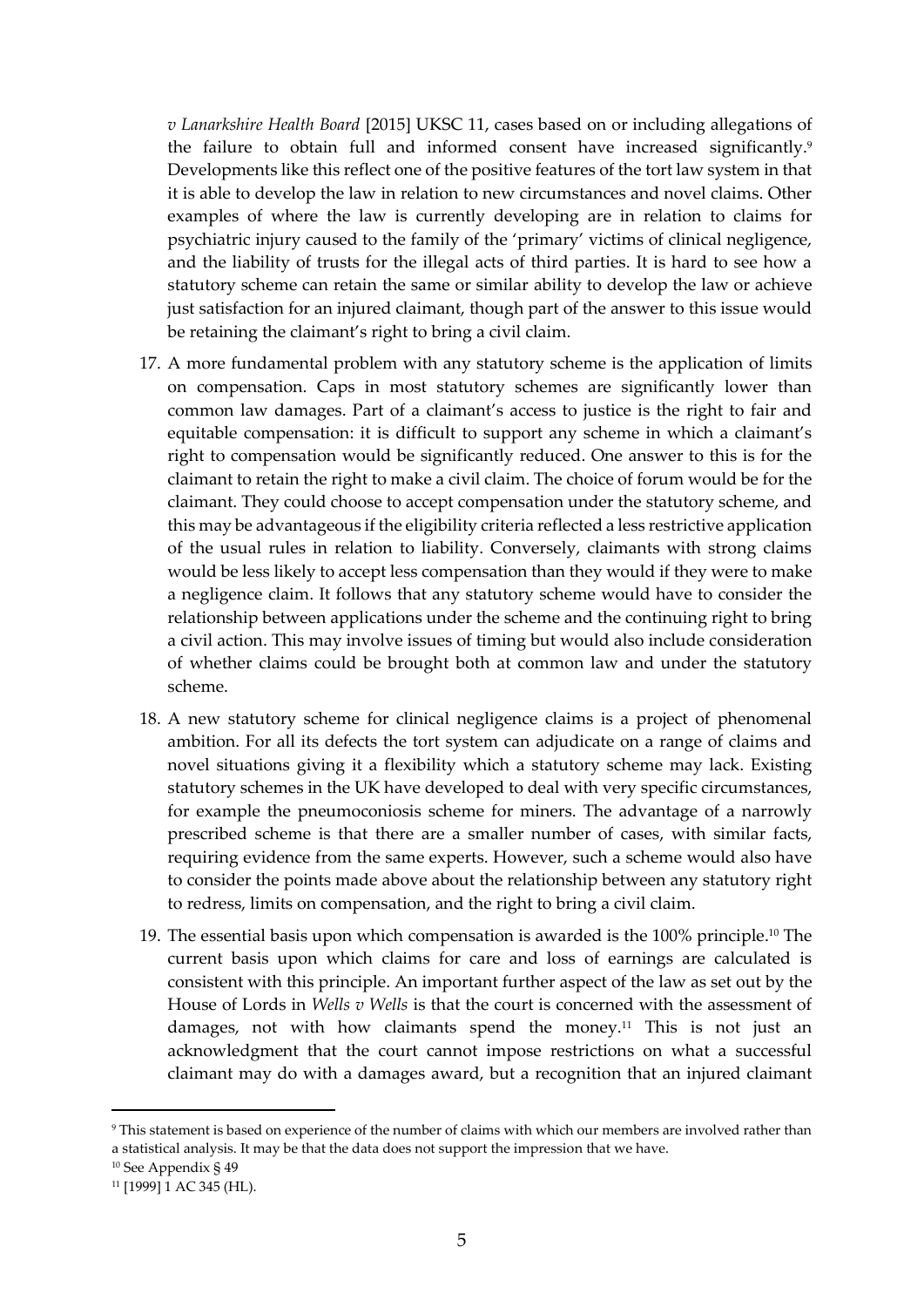*v Lanarkshire Health Board* [2015] UKSC 11, cases based on or including allegations of the failure to obtain full and informed consent have increased significantly.[9] Developments like this reflect one of the positive features of the tort law system in that it is able to develop the law in relation to new circumstances and novel claims. Other examples of where the law is currently developing are in relation to claims for psychiatric injury caused to the family of the 'primary' victims of clinical negligence, and the liability of trusts for the illegal acts of third parties. It is hard to see how a statutory scheme can retain the same or similar ability to develop the law or achieve just satisfaction for an injured claimant, though part of the answer to this issue would be retaining the claimant's right to bring a civil claim.

17. A more fundamental problem with any statutory scheme is the application of limits on compensation. Caps in most statutory schemes are significantly lower than common law damages. Part of a claimant's access to justice is the right to fair and equitable compensation: it is difficult to support any scheme in which a claimant's right to compensation would be significantly reduced. One answer to this is for the claimant to retain the right to make a civil claim. The choice of forum would be for the claimant. They could choose to accept compensation under the statutory scheme, and this may be advantageous if the eligibility criteria reflected a less restrictive application of the usual rules in relation to liability. Conversely, claimants with strong claims would be less likely to accept less compensation than they would if they were to make a negligence claim. It follows that any statutory scheme would have to consider the relationship between applications under the scheme and the continuing right to bring a civil action. This may involve issues of timing but would also include consideration of whether claims could be brought both at common law and under the statutory scheme.

18. A new statutory scheme for clinical negligence claims is a project of phenomenal ambition. For all its defects the tort system can adjudicate on a range of claims and novel situations giving it a flexibility which a statutory scheme may lack. Existing statutory schemes in the UK have developed to deal with very specific circumstances, for example the pneumoconiosis scheme for miners. The advantage of a narrowly prescribed scheme is that there are a smaller number of cases, with similar facts, requiring evidence from the same experts. However, such a scheme would also have to consider the points made above about the relationship between any statutory right to redress, limits on compensation, and the right to bring a civil claim.

19. The essential basis upon which compensation is awarded is the 100% principle.[10] The current basis upon which claims for care and loss of earnings are calculated is consistent with this principle. An important further aspect of the law as set out by the House of Lords in *Wells v Wells* is that the court is concerned with the assessment of damages, not with how claimants spend the money.[11] This is not just an acknowledgment that the court cannot impose restrictions on what a successful claimant may do with a damages award, but a recognition that an injured claimant

---

[9] This statement is based on experience of the number of claims with which our members are involved rather than a statistical analysis. It may be that the data does not support the impression that we have.

[10] See Appendix § 49

[11] [1999] 1 AC 345 (HL).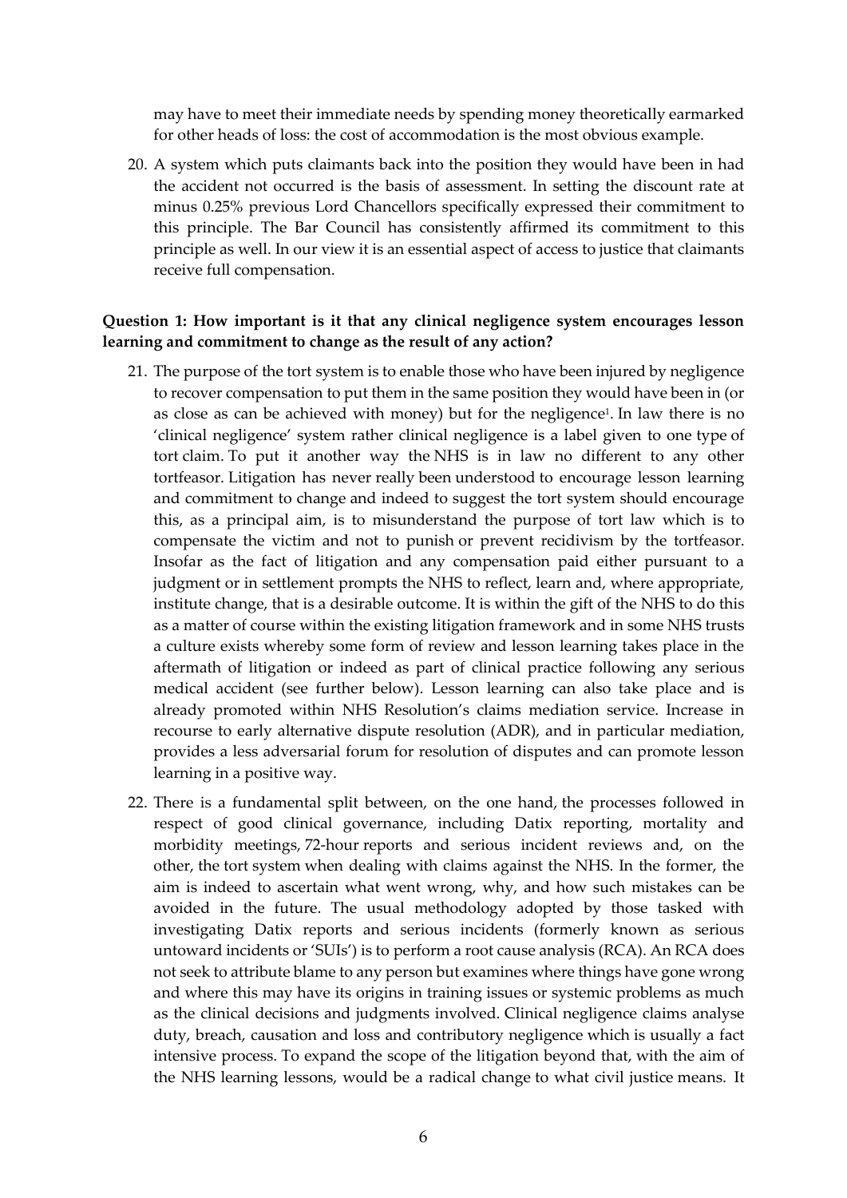may have to meet their immediate needs by spending money theoretically earmarked for other heads of loss: the cost of accommodation is the most obvious example.

20. A system which puts claimants back into the position they would have been in had the accident not occurred is the basis of assessment. In setting the discount rate at minus 0.25% previous Lord Chancellors specifically expressed their commitment to this principle. The Bar Council has consistently affirmed its commitment to this principle as well. In our view it is an essential aspect of access to justice that claimants receive full compensation.

**Question 1: How important is it that any clinical negligence system encourages lesson learning and commitment to change as the result of any action?**

21. The purpose of the tort system is to enable those who have been injured by negligence to recover compensation to put them in the same position they would have been in (or as close as can be achieved with money) but for the negligence[1]. In law there is no 'clinical negligence' system rather clinical negligence is a label given to one type of tort claim. To put it another way the NHS is in law no different to any other tortfeasor. Litigation has never really been understood to encourage lesson learning and commitment to change and indeed to suggest the tort system should encourage this, as a principal aim, is to misunderstand the purpose of tort law which is to compensate the victim and not to punish or prevent recidivism by the tortfeasor. Insofar as the fact of litigation and any compensation paid either pursuant to a judgment or in settlement prompts the NHS to reflect, learn and, where appropriate, institute change, that is a desirable outcome. It is within the gift of the NHS to do this as a matter of course within the existing litigation framework and in some NHS trusts a culture exists whereby some form of review and lesson learning takes place in the aftermath of litigation or indeed as part of clinical practice following any serious medical accident (see further below). Lesson learning can also take place and is already promoted within NHS Resolution's claims mediation service. Increase in recourse to early alternative dispute resolution (ADR), and in particular mediation, provides a less adversarial forum for resolution of disputes and can promote lesson learning in a positive way.

22. There is a fundamental split between, on the one hand, the processes followed in respect of good clinical governance, including Datix reporting, mortality and morbidity meetings, 72-hour reports and serious incident reviews and, on the other, the tort system when dealing with claims against the NHS. In the former, the aim is indeed to ascertain what went wrong, why, and how such mistakes can be avoided in the future. The usual methodology adopted by those tasked with investigating Datix reports and serious incidents (formerly known as serious untoward incidents or 'SUIs') is to perform a root cause analysis (RCA). An RCA does not seek to attribute blame to any person but examines where things have gone wrong and where this may have its origins in training issues or systemic problems as much as the clinical decisions and judgments involved. Clinical negligence claims analyse duty, breach, causation and loss and contributory negligence which is usually a fact intensive process. To expand the scope of the litigation beyond that, with the aim of the NHS learning lessons, would be a radical change to what civil justice means. It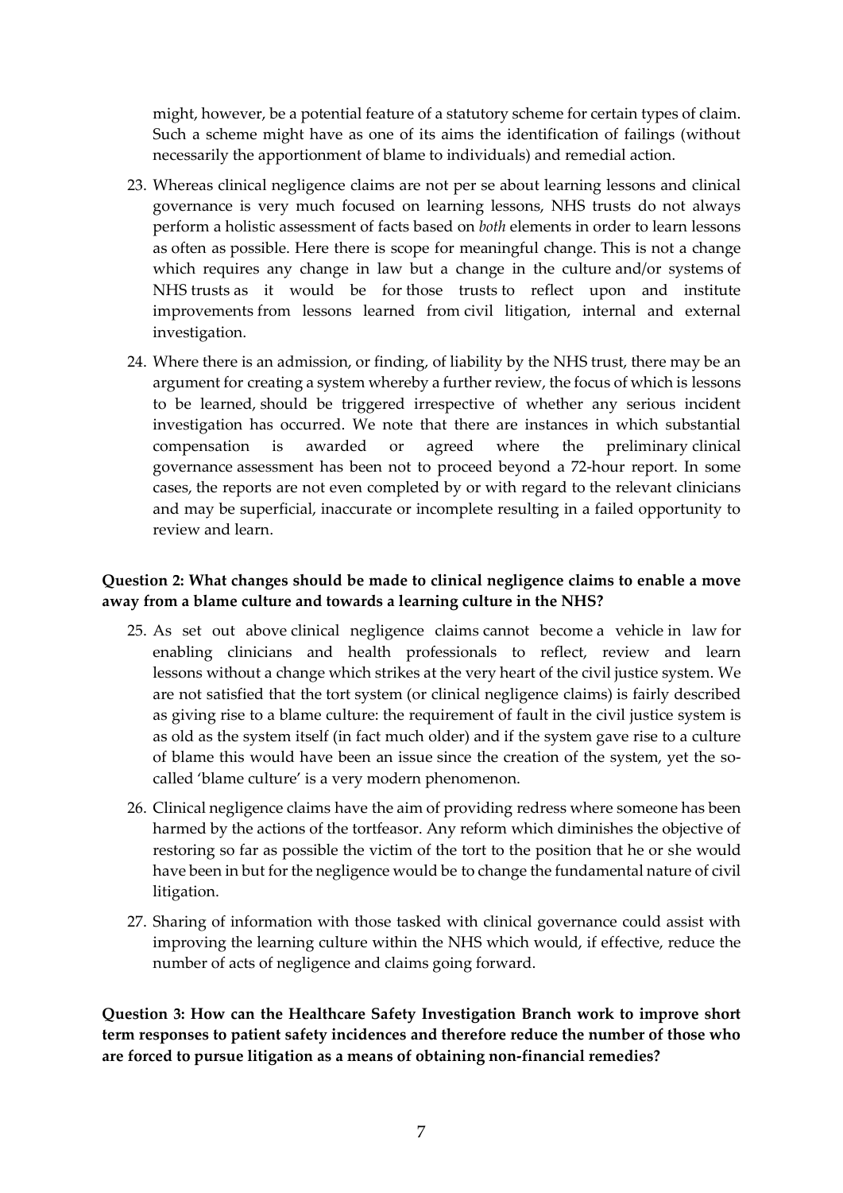might, however, be a potential feature of a statutory scheme for certain types of claim. Such a scheme might have as one of its aims the identification of failings (without necessarily the apportionment of blame to individuals) and remedial action.

23. Whereas clinical negligence claims are not per se about learning lessons and clinical governance is very much focused on learning lessons, NHS trusts do not always perform a holistic assessment of facts based on *both* elements in order to learn lessons as often as possible. Here there is scope for meaningful change. This is not a change which requires any change in law but a change in the culture and/or systems of NHS trusts as it would be for those trusts to reflect upon and institute improvements from lessons learned from civil litigation, internal and external investigation.

24. Where there is an admission, or finding, of liability by the NHS trust, there may be an argument for creating a system whereby a further review, the focus of which is lessons to be learned, should be triggered irrespective of whether any serious incident investigation has occurred. We note that there are instances in which substantial compensation is awarded or agreed where the preliminary clinical governance assessment has been not to proceed beyond a 72-hour report. In some cases, the reports are not even completed by or with regard to the relevant clinicians and may be superficial, inaccurate or incomplete resulting in a failed opportunity to review and learn.

**Question 2: What changes should be made to clinical negligence claims to enable a move away from a blame culture and towards a learning culture in the NHS?**

25. As set out above clinical negligence claims cannot become a vehicle in law for enabling clinicians and health professionals to reflect, review and learn lessons without a change which strikes at the very heart of the civil justice system. We are not satisfied that the tort system (or clinical negligence claims) is fairly described as giving rise to a blame culture: the requirement of fault in the civil justice system is as old as the system itself (in fact much older) and if the system gave rise to a culture of blame this would have been an issue since the creation of the system, yet the so-called 'blame culture' is a very modern phenomenon.

26. Clinical negligence claims have the aim of providing redress where someone has been harmed by the actions of the tortfeasor. Any reform which diminishes the objective of restoring so far as possible the victim of the tort to the position that he or she would have been in but for the negligence would be to change the fundamental nature of civil litigation.

27. Sharing of information with those tasked with clinical governance could assist with improving the learning culture within the NHS which would, if effective, reduce the number of acts of negligence and claims going forward.

**Question 3: How can the Healthcare Safety Investigation Branch work to improve short term responses to patient safety incidences and therefore reduce the number of those who are forced to pursue litigation as a means of obtaining non-financial remedies?**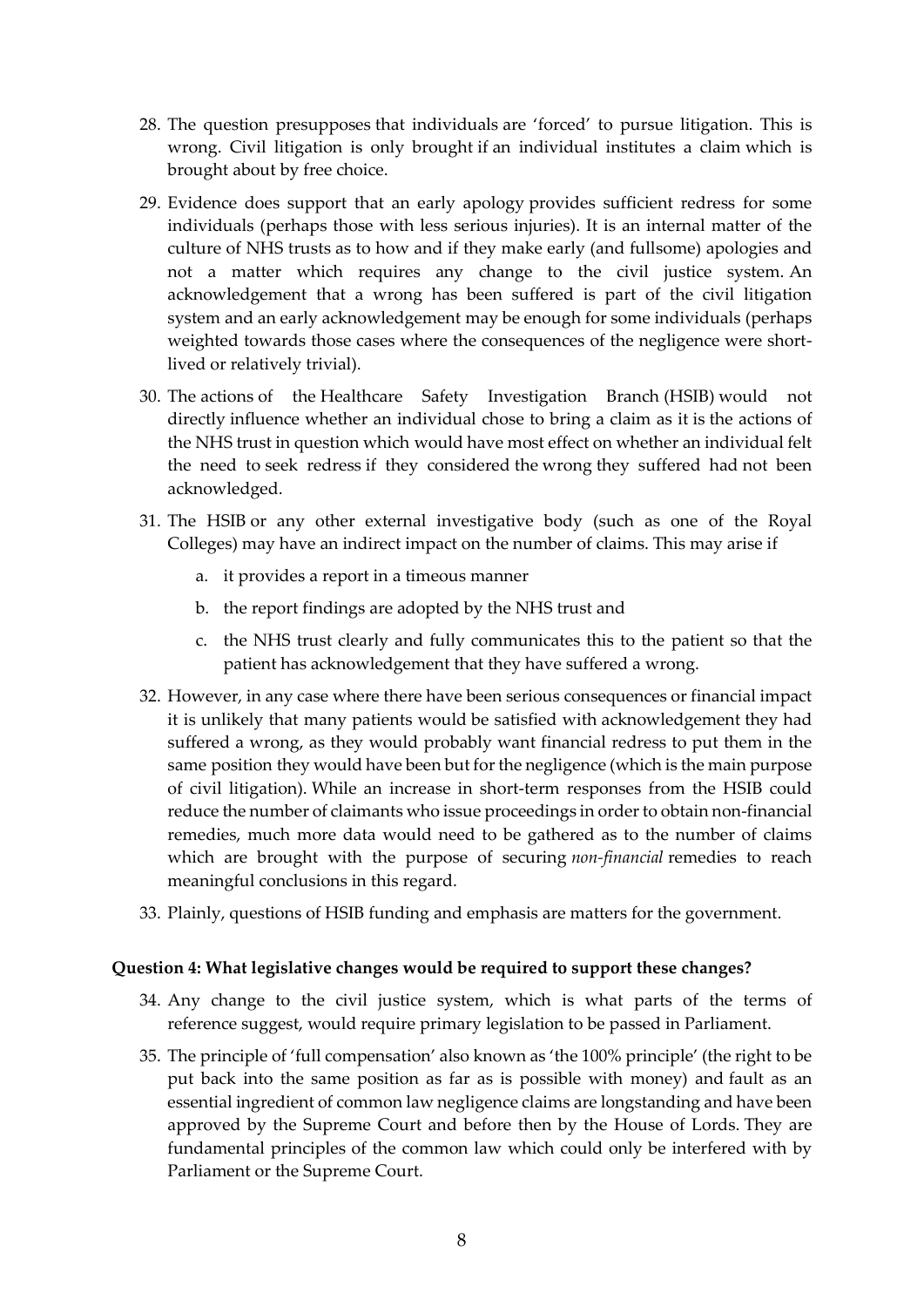28. The question presupposes that individuals are 'forced' to pursue litigation. This is wrong. Civil litigation is only brought if an individual institutes a claim which is brought about by free choice.

29. Evidence does support that an early apology provides sufficient redress for some individuals (perhaps those with less serious injuries). It is an internal matter of the culture of NHS trusts as to how and if they make early (and fullsome) apologies and not a matter which requires any change to the civil justice system. An acknowledgement that a wrong has been suffered is part of the civil litigation system and an early acknowledgement may be enough for some individuals (perhaps weighted towards those cases where the consequences of the negligence were short-lived or relatively trivial).

30. The actions of the Healthcare Safety Investigation Branch (HSIB) would not directly influence whether an individual chose to bring a claim as it is the actions of the NHS trust in question which would have most effect on whether an individual felt the need to seek redress if they considered the wrong they suffered had not been acknowledged.

31. The HSIB or any other external investigative body (such as one of the Royal Colleges) may have an indirect impact on the number of claims. This may arise if

    a. it provides a report in a timeous manner

    b. the report findings are adopted by the NHS trust and

    c. the NHS trust clearly and fully communicates this to the patient so that the patient has acknowledgement that they have suffered a wrong.

32. However, in any case where there have been serious consequences or financial impact it is unlikely that many patients would be satisfied with acknowledgement they had suffered a wrong, as they would probably want financial redress to put them in the same position they would have been but for the negligence (which is the main purpose of civil litigation). While an increase in short-term responses from the HSIB could reduce the number of claimants who issue proceedings in order to obtain non-financial remedies, much more data would need to be gathered as to the number of claims which are brought with the purpose of securing *non-financial* remedies to reach meaningful conclusions in this regard.

33. Plainly, questions of HSIB funding and emphasis are matters for the government.

**Question 4: What legislative changes would be required to support these changes?**

34. Any change to the civil justice system, which is what parts of the terms of reference suggest, would require primary legislation to be passed in Parliament.

35. The principle of 'full compensation' also known as 'the 100% principle' (the right to be put back into the same position as far as is possible with money) and fault as an essential ingredient of common law negligence claims are longstanding and have been approved by the Supreme Court and before then by the House of Lords. They are fundamental principles of the common law which could only be interfered with by Parliament or the Supreme Court.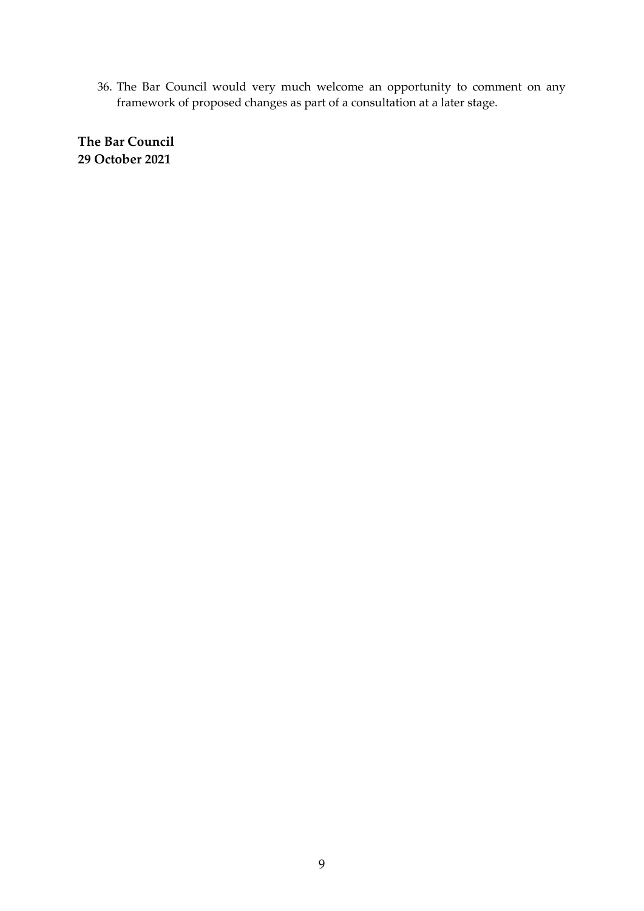36. The Bar Council would very much welcome an opportunity to comment on any framework of proposed changes as part of a consultation at a later stage.

**The Bar Council**
**29 October 2021**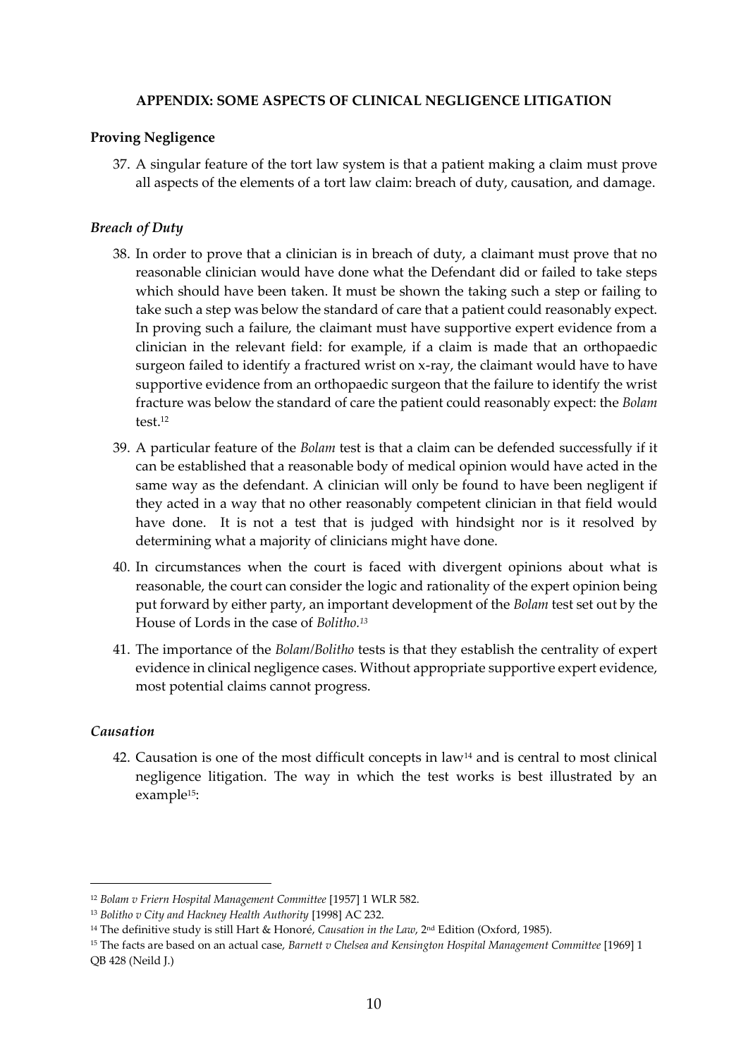**APPENDIX: SOME ASPECTS OF CLINICAL NEGLIGENCE LITIGATION**

## Proving Negligence

37. A singular feature of the tort law system is that a patient making a claim must prove all aspects of the elements of a tort law claim: breach of duty, causation, and damage.

### *Breach of Duty*

38. In order to prove that a clinician is in breach of duty, a claimant must prove that no reasonable clinician would have done what the Defendant did or failed to take steps which should have been taken. It must be shown the taking such a step or failing to take such a step was below the standard of care that a patient could reasonably expect. In proving such a failure, the claimant must have supportive expert evidence from a clinician in the relevant field: for example, if a claim is made that an orthopaedic surgeon failed to identify a fractured wrist on x-ray, the claimant would have to have supportive evidence from an orthopaedic surgeon that the failure to identify the wrist fracture was below the standard of care the patient could reasonably expect: the *Bolam* test.[12]

39. A particular feature of the *Bolam* test is that a claim can be defended successfully if it can be established that a reasonable body of medical opinion would have acted in the same way as the defendant. A clinician will only be found to have been negligent if they acted in a way that no other reasonably competent clinician in that field would have done. It is not a test that is judged with hindsight nor is it resolved by determining what a majority of clinicians might have done.

40. In circumstances when the court is faced with divergent opinions about what is reasonable, the court can consider the logic and rationality of the expert opinion being put forward by either party, an important development of the *Bolam* test set out by the House of Lords in the case of *Bolitho.*[13]

41. The importance of the *Bolam/Bolitho* tests is that they establish the centrality of expert evidence in clinical negligence cases. Without appropriate supportive expert evidence, most potential claims cannot progress.

### *Causation*

42. Causation is one of the most difficult concepts in law[14] and is central to most clinical negligence litigation. The way in which the test works is best illustrated by an example[15]:

---

[12] *Bolam v Friern Hospital Management Committee* [1957] 1 WLR 582.

[13] *Bolitho v City and Hackney Health Authority* [1998] AC 232.

[14] The definitive study is still Hart & Honoré, *Causation in the Law*, 2nd Edition (Oxford, 1985).

[15] The facts are based on an actual case, *Barnett v Chelsea and Kensington Hospital Management Committee* [1969] 1 QB 428 (Neild J.)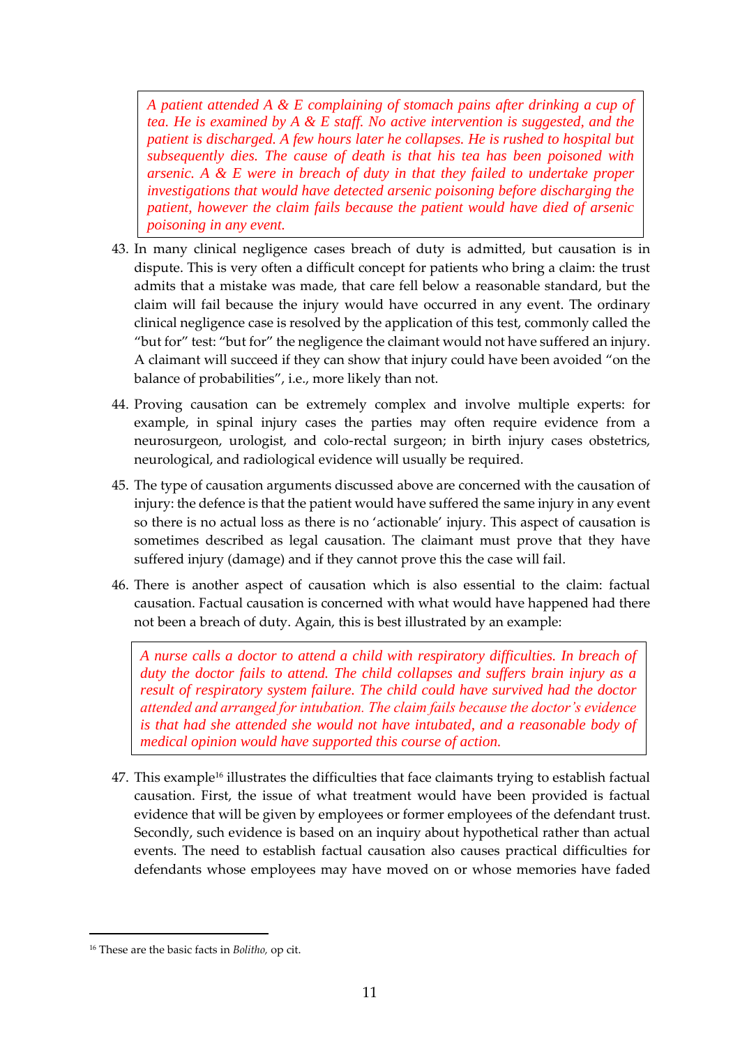> *A patient attended A & E complaining of stomach pains after drinking a cup of tea. He is examined by A & E staff. No active intervention is suggested, and the patient is discharged. A few hours later he collapses. He is rushed to hospital but subsequently dies. The cause of death is that his tea has been poisoned with arsenic. A & E were in breach of duty in that they failed to undertake proper investigations that would have detected arsenic poisoning before discharging the patient, however the claim fails because the patient would have died of arsenic poisoning in any event.*

43. In many clinical negligence cases breach of duty is admitted, but causation is in dispute. This is very often a difficult concept for patients who bring a claim: the trust admits that a mistake was made, that care fell below a reasonable standard, but the claim will fail because the injury would have occurred in any event. The ordinary clinical negligence case is resolved by the application of this test, commonly called the "but for" test: "but for" the negligence the claimant would not have suffered an injury. A claimant will succeed if they can show that injury could have been avoided "on the balance of probabilities", i.e., more likely than not.

44. Proving causation can be extremely complex and involve multiple experts: for example, in spinal injury cases the parties may often require evidence from a neurosurgeon, urologist, and colo-rectal surgeon; in birth injury cases obstetrics, neurological, and radiological evidence will usually be required.

45. The type of causation arguments discussed above are concerned with the causation of injury: the defence is that the patient would have suffered the same injury in any event so there is no actual loss as there is no 'actionable' injury. This aspect of causation is sometimes described as legal causation. The claimant must prove that they have suffered injury (damage) and if they cannot prove this the case will fail.

46. There is another aspect of causation which is also essential to the claim: factual causation. Factual causation is concerned with what would have happened had there not been a breach of duty. Again, this is best illustrated by an example:

> *A nurse calls a doctor to attend a child with respiratory difficulties. In breach of duty the doctor fails to attend. The child collapses and suffers brain injury as a result of respiratory system failure. The child could have survived had the doctor attended and arranged for intubation. The claim fails because the doctor's evidence is that had she attended she would not have intubated, and a reasonable body of medical opinion would have supported this course of action.*

47. This example[16] illustrates the difficulties that face claimants trying to establish factual causation. First, the issue of what treatment would have been provided is factual evidence that will be given by employees or former employees of the defendant trust. Secondly, such evidence is based on an inquiry about hypothetical rather than actual events. The need to establish factual causation also causes practical difficulties for defendants whose employees may have moved on or whose memories have faded

[16] These are the basic facts in *Bolitho,* op cit.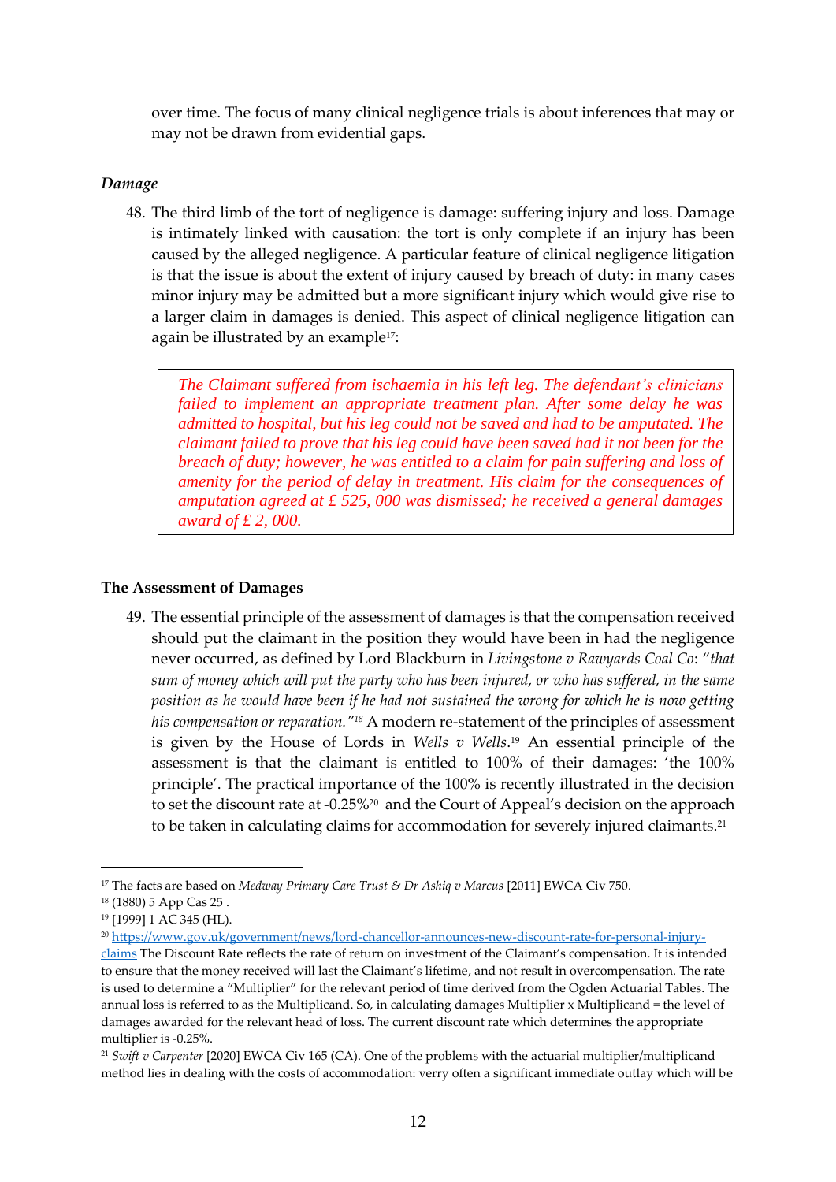over time. The focus of many clinical negligence trials is about inferences that may or may not be drawn from evidential gaps.

### *Damage*

48. The third limb of the tort of negligence is damage: suffering injury and loss. Damage is intimately linked with causation: the tort is only complete if an injury has been caused by the alleged negligence. A particular feature of clinical negligence litigation is that the issue is about the extent of injury caused by breach of duty: in many cases minor injury may be admitted but a more significant injury which would give rise to a larger claim in damages is denied. This aspect of clinical negligence litigation can again be illustrated by an example[17]:

> *The Claimant suffered from ischaemia in his left leg. The defendant's clinicians failed to implement an appropriate treatment plan. After some delay he was admitted to hospital, but his leg could not be saved and had to be amputated. The claimant failed to prove that his leg could have been saved had it not been for the breach of duty; however, he was entitled to a claim for pain suffering and loss of amenity for the period of delay in treatment. His claim for the consequences of amputation agreed at £ 525, 000 was dismissed; he received a general damages award of £ 2, 000.*

### **The Assessment of Damages**

49. The essential principle of the assessment of damages is that the compensation received should put the claimant in the position they would have been in had the negligence never occurred, as defined by Lord Blackburn in *Livingstone v Rawyards Coal Co*: "*that sum of money which will put the party who has been injured, or who has suffered, in the same position as he would have been if he had not sustained the wrong for which he is now getting his compensation or reparation."*[18] A modern re-statement of the principles of assessment is given by the House of Lords in *Wells v Wells*.[19] An essential principle of the assessment is that the claimant is entitled to 100% of their damages: 'the 100% principle'. The practical importance of the 100% is recently illustrated in the decision to set the discount rate at -0.25%[20] and the Court of Appeal's decision on the approach to be taken in calculating claims for accommodation for severely injured claimants.[21]

---

[17] The facts are based on *Medway Primary Care Trust & Dr Ashiq v Marcus* [2011] EWCA Civ 750.

[18] (1880) 5 App Cas 25 .

[19] [1999] 1 AC 345 (HL).

[20] https://www.gov.uk/government/news/lord-chancellor-announces-new-discount-rate-for-personal-injury-claims The Discount Rate reflects the rate of return on investment of the Claimant's compensation. It is intended to ensure that the money received will last the Claimant's lifetime, and not result in overcompensation. The rate is used to determine a "Multiplier" for the relevant period of time derived from the Ogden Actuarial Tables. The annual loss is referred to as the Multiplicand. So, in calculating damages Multiplier x Multiplicand = the level of damages awarded for the relevant head of loss. The current discount rate which determines the appropriate multiplier is -0.25%.

[21] *Swift v Carpenter* [2020] EWCA Civ 165 (CA). One of the problems with the actuarial multiplier/multiplicand method lies in dealing with the costs of accommodation: verry often a significant immediate outlay which will be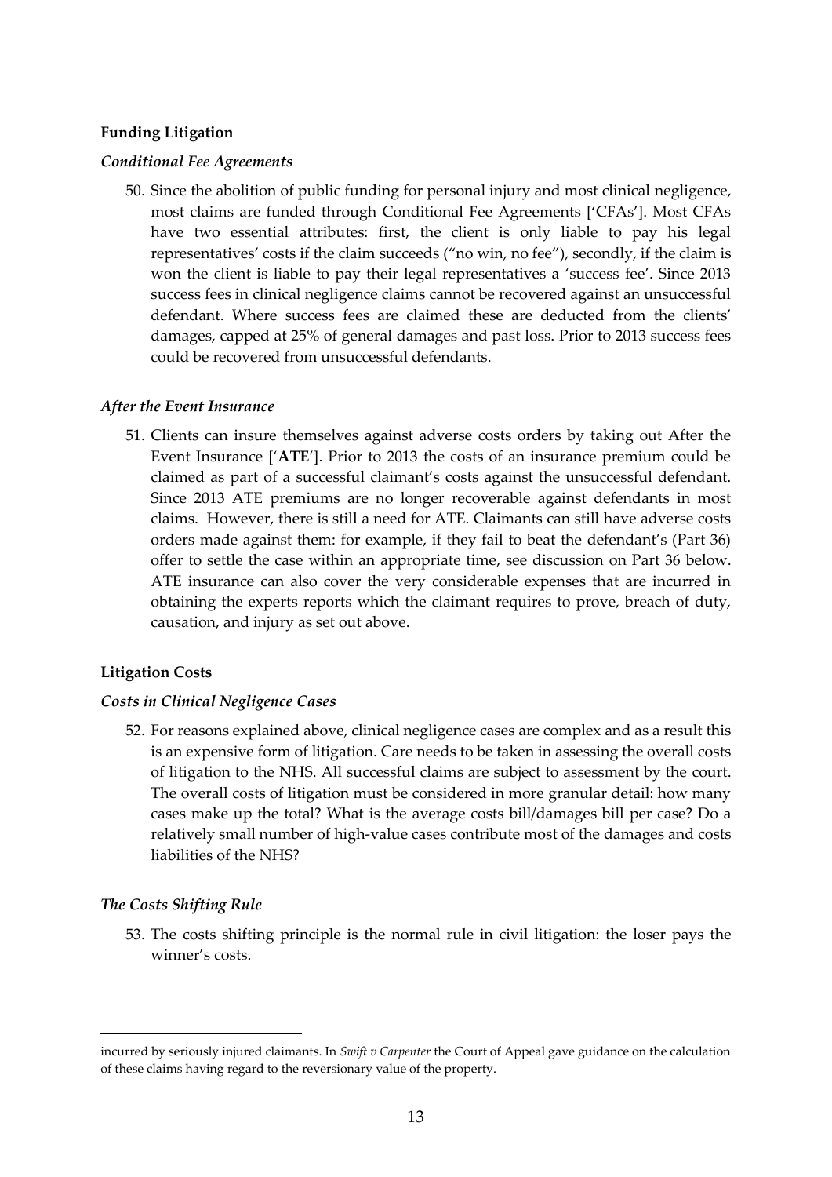**Funding Litigation**

*Conditional Fee Agreements*

50. Since the abolition of public funding for personal injury and most clinical negligence, most claims are funded through Conditional Fee Agreements ['CFAs']. Most CFAs have two essential attributes: first, the client is only liable to pay his legal representatives' costs if the claim succeeds ("no win, no fee"), secondly, if the claim is won the client is liable to pay their legal representatives a 'success fee'. Since 2013 success fees in clinical negligence claims cannot be recovered against an unsuccessful defendant. Where success fees are claimed these are deducted from the clients' damages, capped at 25% of general damages and past loss. Prior to 2013 success fees could be recovered from unsuccessful defendants.

*After the Event Insurance*

51. Clients can insure themselves against adverse costs orders by taking out After the Event Insurance ['**ATE**']. Prior to 2013 the costs of an insurance premium could be claimed as part of a successful claimant's costs against the unsuccessful defendant. Since 2013 ATE premiums are no longer recoverable against defendants in most claims. However, there is still a need for ATE. Claimants can still have adverse costs orders made against them: for example, if they fail to beat the defendant's (Part 36) offer to settle the case within an appropriate time, see discussion on Part 36 below. ATE insurance can also cover the very considerable expenses that are incurred in obtaining the experts reports which the claimant requires to prove, breach of duty, causation, and injury as set out above.

**Litigation Costs**

*Costs in Clinical Negligence Cases*

52. For reasons explained above, clinical negligence cases are complex and as a result this is an expensive form of litigation. Care needs to be taken in assessing the overall costs of litigation to the NHS. All successful claims are subject to assessment by the court. The overall costs of litigation must be considered in more granular detail: how many cases make up the total? What is the average costs bill/damages bill per case? Do a relatively small number of high-value cases contribute most of the damages and costs liabilities of the NHS?

*The Costs Shifting Rule*

53. The costs shifting principle is the normal rule in civil litigation: the loser pays the winner's costs.

---

incurred by seriously injured claimants. In *Swift v Carpenter* the Court of Appeal gave guidance on the calculation of these claims having regard to the reversionary value of the property.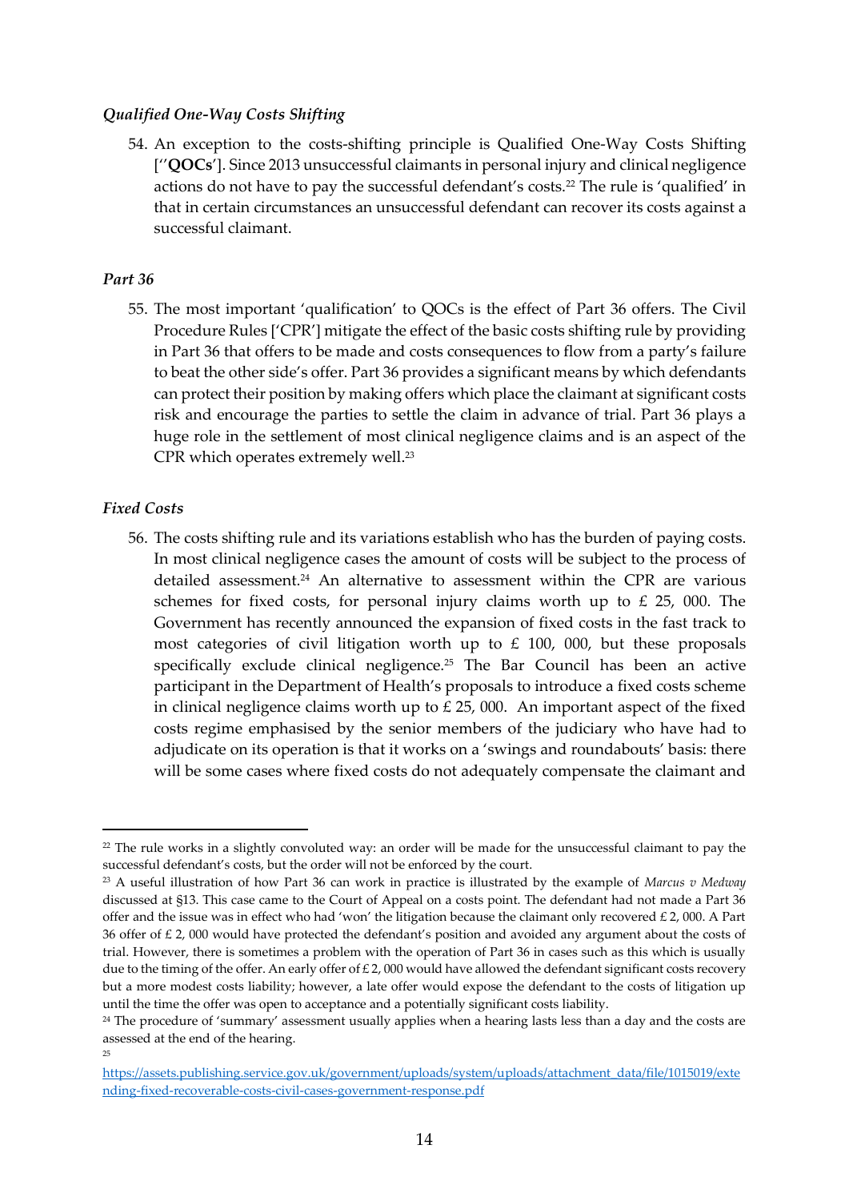### *Qualified One-Way Costs Shifting*

54. An exception to the costs-shifting principle is Qualified One-Way Costs Shifting [''**QOCs**']. Since 2013 unsuccessful claimants in personal injury and clinical negligence actions do not have to pay the successful defendant's costs.[22] The rule is 'qualified' in that in certain circumstances an unsuccessful defendant can recover its costs against a successful claimant.

### *Part 36*

55. The most important 'qualification' to QOCs is the effect of Part 36 offers. The Civil Procedure Rules ['CPR'] mitigate the effect of the basic costs shifting rule by providing in Part 36 that offers to be made and costs consequences to flow from a party's failure to beat the other side's offer. Part 36 provides a significant means by which defendants can protect their position by making offers which place the claimant at significant costs risk and encourage the parties to settle the claim in advance of trial. Part 36 plays a huge role in the settlement of most clinical negligence claims and is an aspect of the CPR which operates extremely well.[23]

### *Fixed Costs*

56. The costs shifting rule and its variations establish who has the burden of paying costs. In most clinical negligence cases the amount of costs will be subject to the process of detailed assessment.[24] An alternative to assessment within the CPR are various schemes for fixed costs, for personal injury claims worth up to £ 25, 000. The Government has recently announced the expansion of fixed costs in the fast track to most categories of civil litigation worth up to £ 100, 000, but these proposals specifically exclude clinical negligence.[25] The Bar Council has been an active participant in the Department of Health's proposals to introduce a fixed costs scheme in clinical negligence claims worth up to £ 25, 000. An important aspect of the fixed costs regime emphasised by the senior members of the judiciary who have had to adjudicate on its operation is that it works on a 'swings and roundabouts' basis: there will be some cases where fixed costs do not adequately compensate the claimant and

---

[22] The rule works in a slightly convoluted way: an order will be made for the unsuccessful claimant to pay the successful defendant's costs, but the order will not be enforced by the court.

[23] A useful illustration of how Part 36 can work in practice is illustrated by the example of *Marcus v Medway* discussed at §13. This case came to the Court of Appeal on a costs point. The defendant had not made a Part 36 offer and the issue was in effect who had 'won' the litigation because the claimant only recovered £ 2, 000. A Part 36 offer of £ 2, 000 would have protected the defendant's position and avoided any argument about the costs of trial. However, there is sometimes a problem with the operation of Part 36 in cases such as this which is usually due to the timing of the offer. An early offer of £ 2, 000 would have allowed the defendant significant costs recovery but a more modest costs liability; however, a late offer would expose the defendant to the costs of litigation up until the time the offer was open to acceptance and a potentially significant costs liability.

[24] The procedure of 'summary' assessment usually applies when a hearing lasts less than a day and the costs are assessed at the end of the hearing.

[25] https://assets.publishing.service.gov.uk/government/uploads/system/uploads/attachment_data/file/1015019/extending-fixed-recoverable-costs-civil-cases-government-response.pdf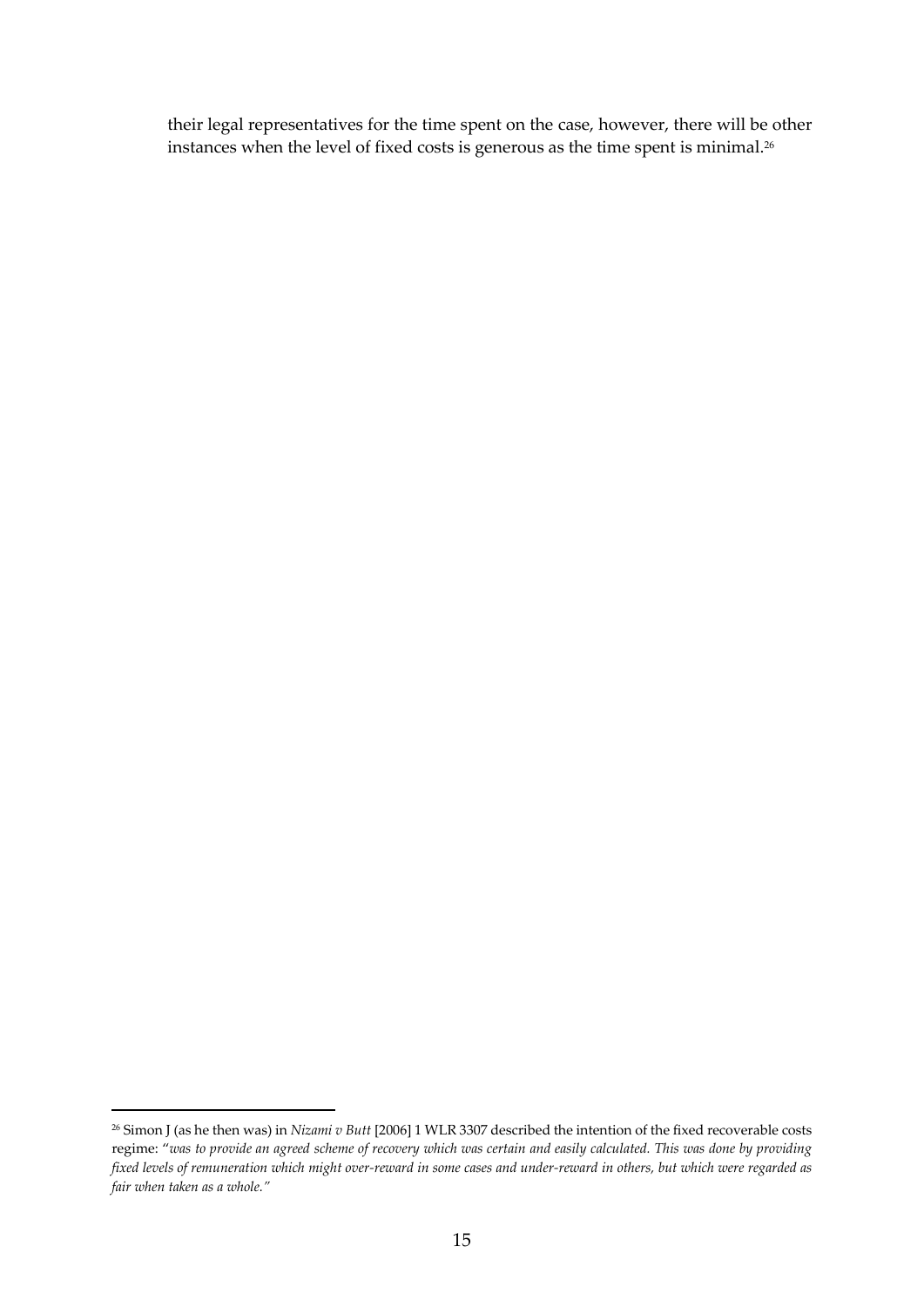their legal representatives for the time spent on the case, however, there will be other instances when the level of fixed costs is generous as the time spent is minimal.[26]

---

[26] Simon J (as he then was) in *Nizami v Butt* [2006] 1 WLR 3307 described the intention of the fixed recoverable costs regime: "*was to provide an agreed scheme of recovery which was certain and easily calculated. This was done by providing fixed levels of remuneration which might over-reward in some cases and under-reward in others, but which were regarded as fair when taken as a whole.*"